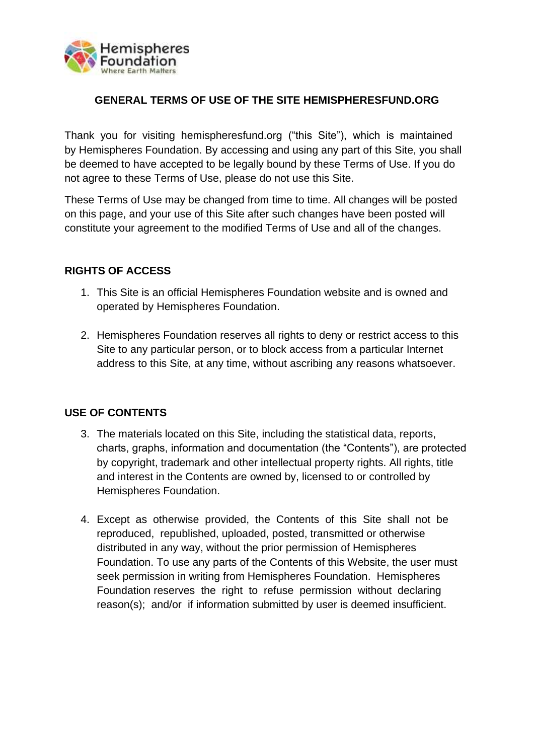# GENERAL TERMS OF USE OF THE SITE HEMISPHERESFUND.ORG

Thank you for visiting hemispheresfund.org ("this Site"), which is maintained by Hemispheres Foundation. By accessing and using any part of this Site, you shall be deemed to have accepted to be legally bound by these Terms of Use. If you do not agree to these Terms of Use, please do not use this Site.

These Terms of Use may be changed from time to time. All changes will be posted on this page, and your use of this Site after such changes have been posted will constitute your agreement to the modified Terms of Use and all of the changes.

## RIGHTS OF ACCESS

1. This Site is an official Hemispheres Foundation website and is owned and operated by Hemispheres Foundation.

2. Hemispheres Foundation reserves all rights to deny or restrict access to this Site to any particular person, or to block access from a particular Internet address to this Site, at any time, without ascribing any reasons whatsoever.

## USE OF CONTENTS

3. The materials located on this Site, including the statistical data, reports, charts, graphs, information and documentation (the "Contents"), are protected by copyright, trademark and other intellectual property rights. All rights, title and interest in the Contents are owned by, licensed to or controlled by Hemispheres Foundation.

4. Except as otherwise provided, the Contents of this Site shall not be reproduced, republished, uploaded, posted, transmitted or otherwise distributed in any way, without the prior permission of Hemispheres Foundation. To use any parts of the Contents of this Website, the user must seek permission in writing from Hemispheres Foundation. Hemispheres Foundation reserves the right to refuse permission without declaring reason(s); and/or if information submitted by user is deemed insufficient.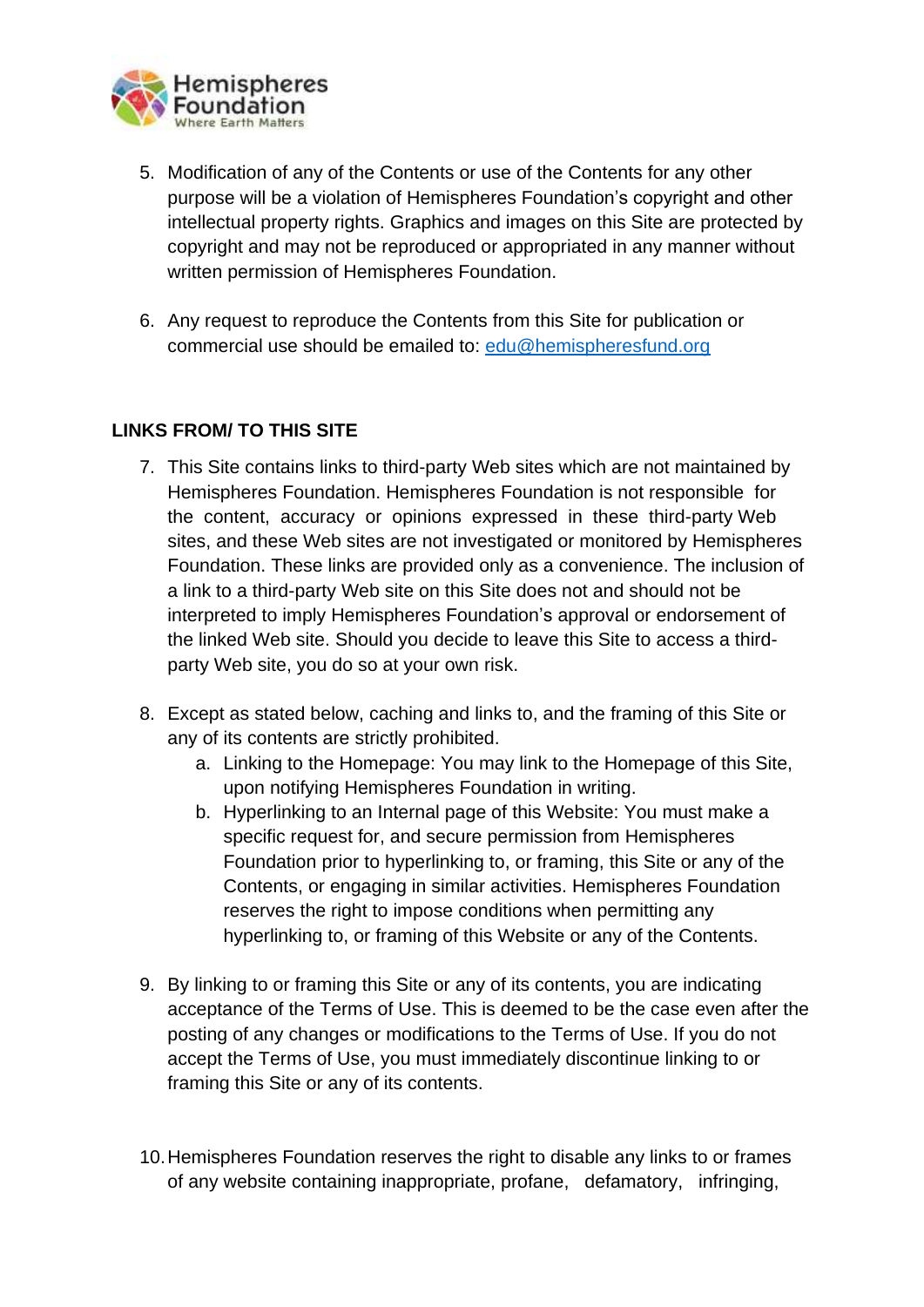5. Modification of any of the Contents or use of the Contents for any other purpose will be a violation of Hemispheres Foundation's copyright and other intellectual property rights. Graphics and images on this Site are protected by copyright and may not be reproduced or appropriated in any manner without written permission of Hemispheres Foundation.

6. Any request to reproduce the Contents from this Site for publication or commercial use should be emailed to: edu@hemispheresfund.org

**LINKS FROM/ TO THIS SITE**

7. This Site contains links to third-party Web sites which are not maintained by Hemispheres Foundation. Hemispheres Foundation is not responsible for the content, accuracy or opinions expressed in these third-party Web sites, and these Web sites are not investigated or monitored by Hemispheres Foundation. These links are provided only as a convenience. The inclusion of a link to a third-party Web site on this Site does not and should not be interpreted to imply Hemispheres Foundation's approval or endorsement of the linked Web site. Should you decide to leave this Site to access a third-party Web site, you do so at your own risk.

8. Except as stated below, caching and links to, and the framing of this Site or any of its contents are strictly prohibited.
    a. Linking to the Homepage: You may link to the Homepage of this Site, upon notifying Hemispheres Foundation in writing.
    b. Hyperlinking to an Internal page of this Website: You must make a specific request for, and secure permission from Hemispheres Foundation prior to hyperlinking to, or framing, this Site or any of the Contents, or engaging in similar activities. Hemispheres Foundation reserves the right to impose conditions when permitting any hyperlinking to, or framing of this Website or any of the Contents.

9. By linking to or framing this Site or any of its contents, you are indicating acceptance of the Terms of Use. This is deemed to be the case even after the posting of any changes or modifications to the Terms of Use. If you do not accept the Terms of Use, you must immediately discontinue linking to or framing this Site or any of its contents.

10. Hemispheres Foundation reserves the right to disable any links to or frames of any website containing inappropriate, profane, defamatory, infringing,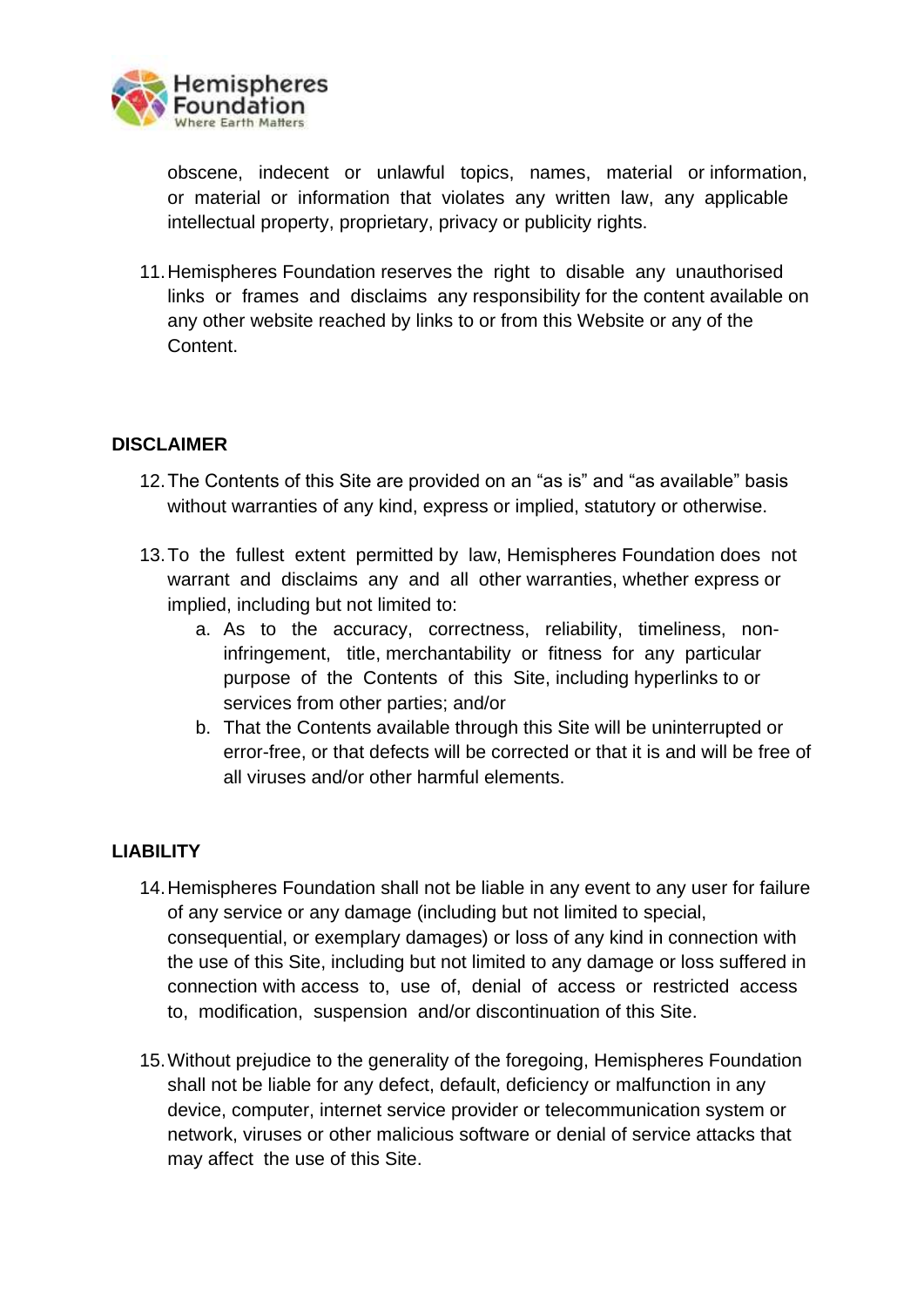obscene, indecent or unlawful topics, names, material or information, or material or information that violates any written law, any applicable intellectual property, proprietary, privacy or publicity rights.

11. Hemispheres Foundation reserves the right to disable any unauthorised links or frames and disclaims any responsibility for the content available on any other website reached by links to or from this Website or any of the Content.

**DISCLAIMER**

12. The Contents of this Site are provided on an "as is" and "as available" basis without warranties of any kind, express or implied, statutory or otherwise.

13. To the fullest extent permitted by law, Hemispheres Foundation does not warrant and disclaims any and all other warranties, whether express or implied, including but not limited to:
    a. As to the accuracy, correctness, reliability, timeliness, non-infringement, title, merchantability or fitness for any particular purpose of the Contents of this Site, including hyperlinks to or services from other parties; and/or
    b. That the Contents available through this Site will be uninterrupted or error-free, or that defects will be corrected or that it is and will be free of all viruses and/or other harmful elements.

**LIABILITY**

14. Hemispheres Foundation shall not be liable in any event to any user for failure of any service or any damage (including but not limited to special, consequential, or exemplary damages) or loss of any kind in connection with the use of this Site, including but not limited to any damage or loss suffered in connection with access to, use of, denial of access or restricted access to, modification, suspension and/or discontinuation of this Site.

15. Without prejudice to the generality of the foregoing, Hemispheres Foundation shall not be liable for any defect, default, deficiency or malfunction in any device, computer, internet service provider or telecommunication system or network, viruses or other malicious software or denial of service attacks that may affect the use of this Site.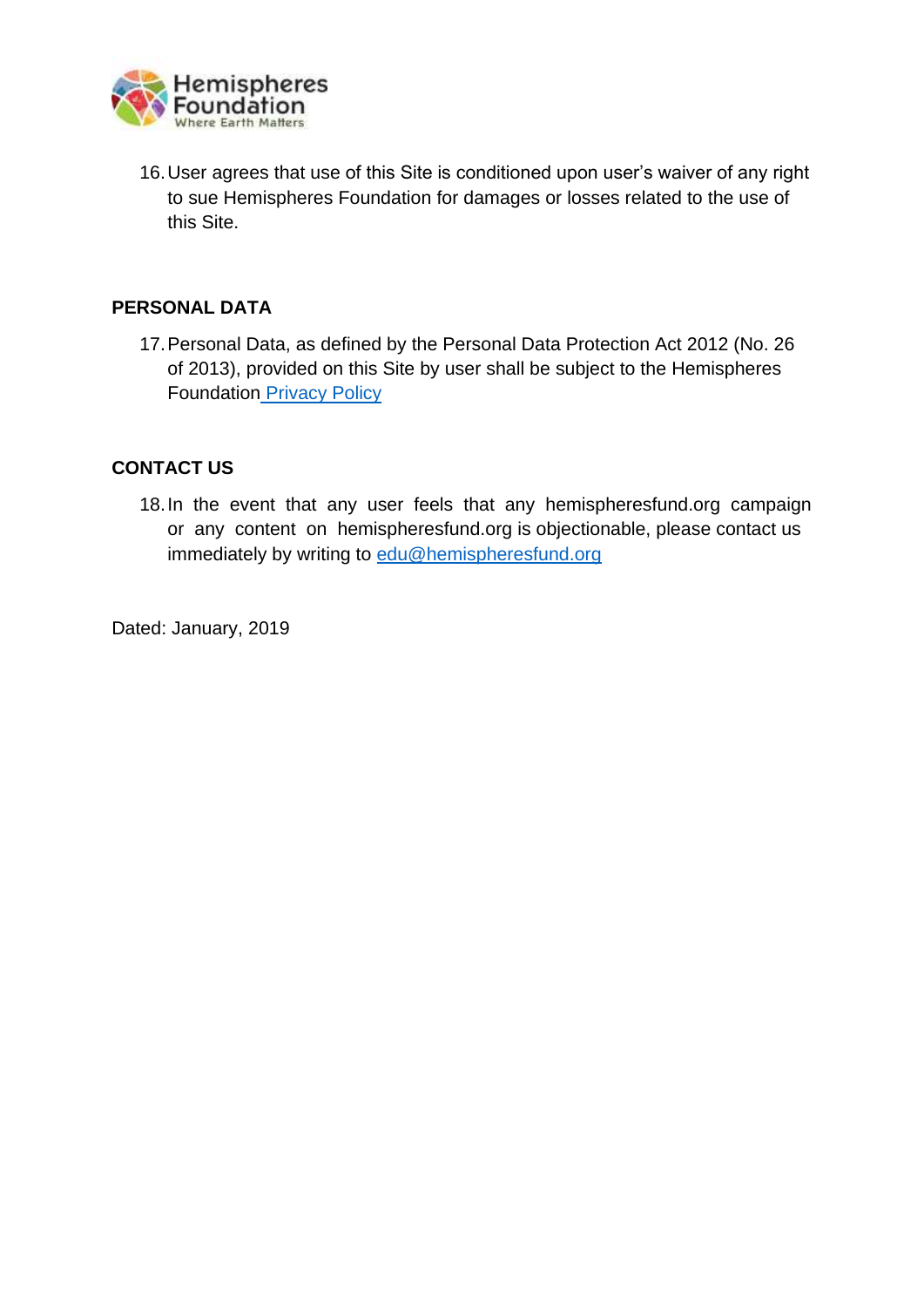16. User agrees that use of this Site is conditioned upon user's waiver of any right to sue Hemispheres Foundation for damages or losses related to the use of this Site.

## PERSONAL DATA

17. Personal Data, as defined by the Personal Data Protection Act 2012 (No. 26 of 2013), provided on this Site by user shall be subject to the Hemispheres Foundation Privacy Policy

## CONTACT US

18. In the event that any user feels that any hemispheresfund.org campaign or any content on hemispheresfund.org is objectionable, please contact us immediately by writing to edu@hemispheresfund.org

Dated: January, 2019